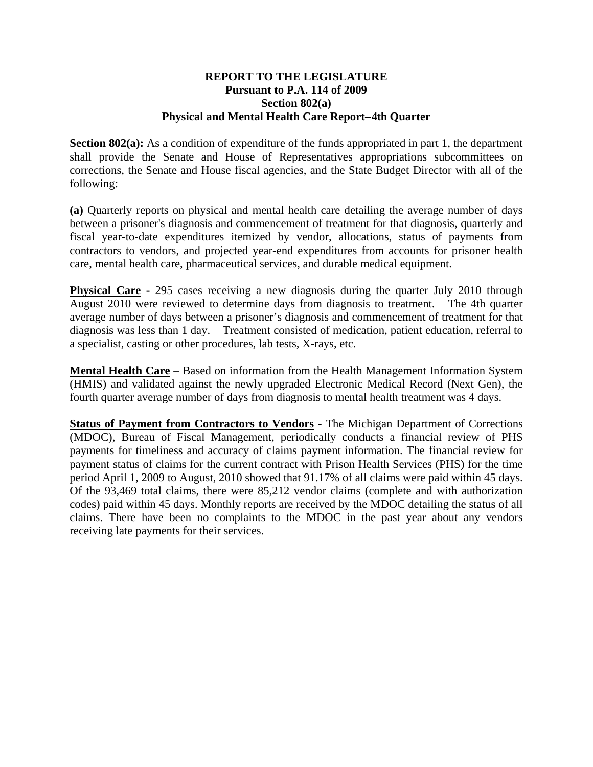**REPORT TO THE LEGISLATURE**
**Pursuant to P.A. 114 of 2009**
**Section 802(a)**
**Physical and Mental Health Care Report–4th Quarter**

**Section 802(a):** As a condition of expenditure of the funds appropriated in part 1, the department shall provide the Senate and House of Representatives appropriations subcommittees on corrections, the Senate and House fiscal agencies, and the State Budget Director with all of the following:

**(a)** Quarterly reports on physical and mental health care detailing the average number of days between a prisoner's diagnosis and commencement of treatment for that diagnosis, quarterly and fiscal year-to-date expenditures itemized by vendor, allocations, status of payments from contractors to vendors, and projected year-end expenditures from accounts for prisoner health care, mental health care, pharmaceutical services, and durable medical equipment.

**Physical Care** - 295 cases receiving a new diagnosis during the quarter July 2010 through August 2010 were reviewed to determine days from diagnosis to treatment. The 4th quarter average number of days between a prisoner's diagnosis and commencement of treatment for that diagnosis was less than 1 day. Treatment consisted of medication, patient education, referral to a specialist, casting or other procedures, lab tests, X-rays, etc.

**Mental Health Care** – Based on information from the Health Management Information System (HMIS) and validated against the newly upgraded Electronic Medical Record (Next Gen), the fourth quarter average number of days from diagnosis to mental health treatment was 4 days.

**Status of Payment from Contractors to Vendors** - The Michigan Department of Corrections (MDOC), Bureau of Fiscal Management, periodically conducts a financial review of PHS payments for timeliness and accuracy of claims payment information. The financial review for payment status of claims for the current contract with Prison Health Services (PHS) for the time period April 1, 2009 to August, 2010 showed that 91.17% of all claims were paid within 45 days. Of the 93,469 total claims, there were 85,212 vendor claims (complete and with authorization codes) paid within 45 days. Monthly reports are received by the MDOC detailing the status of all claims. There have been no complaints to the MDOC in the past year about any vendors receiving late payments for their services.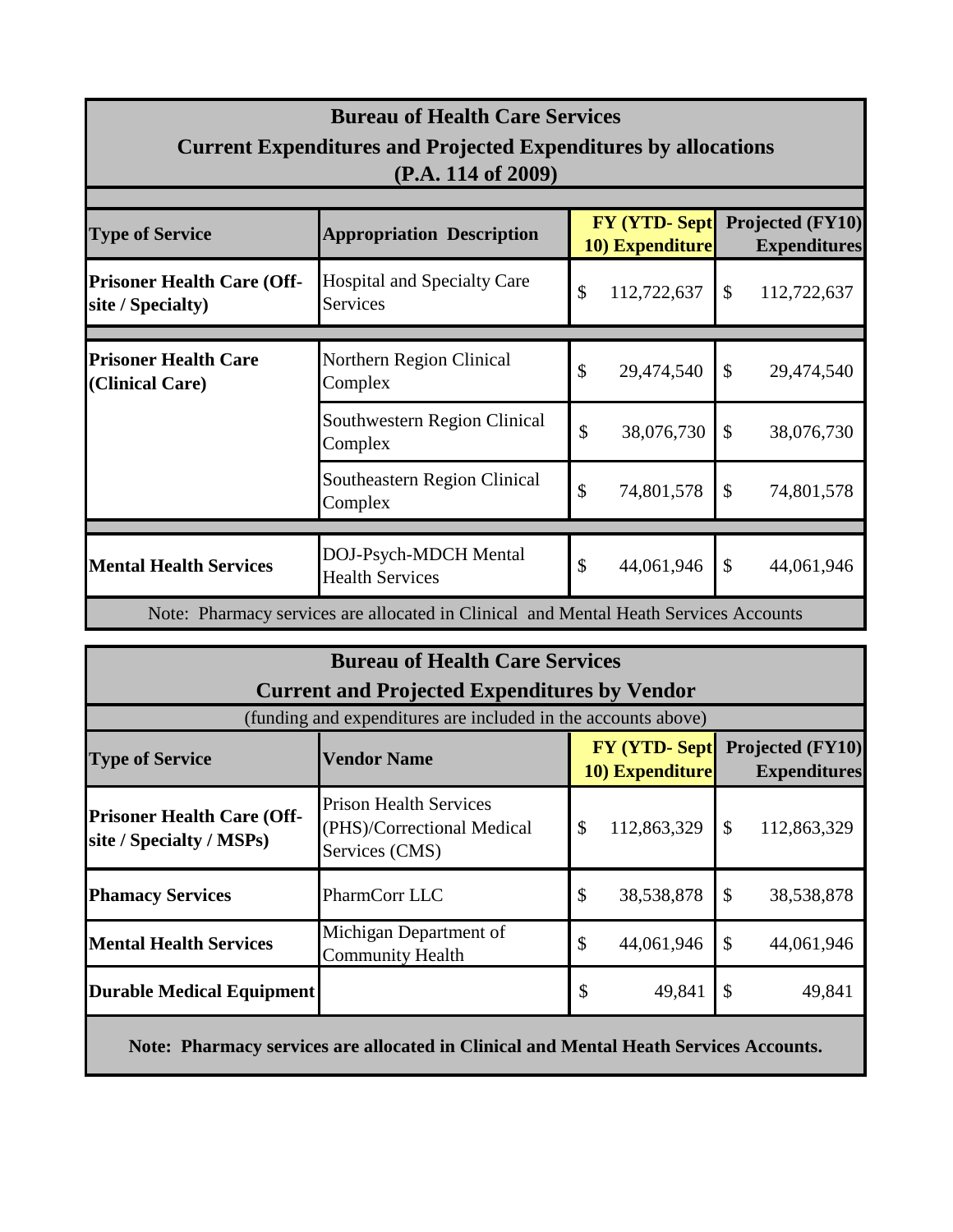## Bureau of Health Care Services

### Current Expenditures and Projected Expenditures by allocations (P.A. 114 of 2009)

| Type of Service | Appropriation Description | FY (YTD- Sept 10) Expenditure | Projected (FY10) Expenditures |
|---|---|---|---|
| **Prisoner Health Care (Off-site / Specialty)** | Hospital and Specialty Care Services | $ 112,722,637 | $ 112,722,637 |
| **Prisoner Health Care (Clinical Care)** | Northern Region Clinical Complex | $ 29,474,540 | $ 29,474,540 |
| | Southwestern Region Clinical Complex | $ 38,076,730 | $ 38,076,730 |
| | Southeastern Region Clinical Complex | $ 74,801,578 | $ 74,801,578 |
| **Mental Health Services** | DOJ-Psych-MDCH Mental Health Services | $ 44,061,946 | $ 44,061,946 |

Note: Pharmacy services are allocated in Clinical and Mental Heath Services Accounts

## Bureau of Health Care Services

### Current and Projected Expenditures by Vendor

(funding and expenditures are included in the accounts above)

| Type of Service | Vendor Name | FY (YTD- Sept 10) Expenditure | Projected (FY10) Expenditures |
|---|---|---|---|
| **Prisoner Health Care (Off-site / Specialty / MSPs)** | Prison Health Services (PHS)/Correctional Medical Services (CMS) | $ 112,863,329 | $ 112,863,329 |
| **Phamacy Services** | PharmCorr LLC | $ 38,538,878 | $ 38,538,878 |
| **Mental Health Services** | Michigan Department of Community Health | $ 44,061,946 | $ 44,061,946 |
| **Durable Medical Equipment** | | $ 49,841 | $ 49,841 |

**Note: Pharmacy services are allocated in Clinical and Mental Heath Services Accounts.**